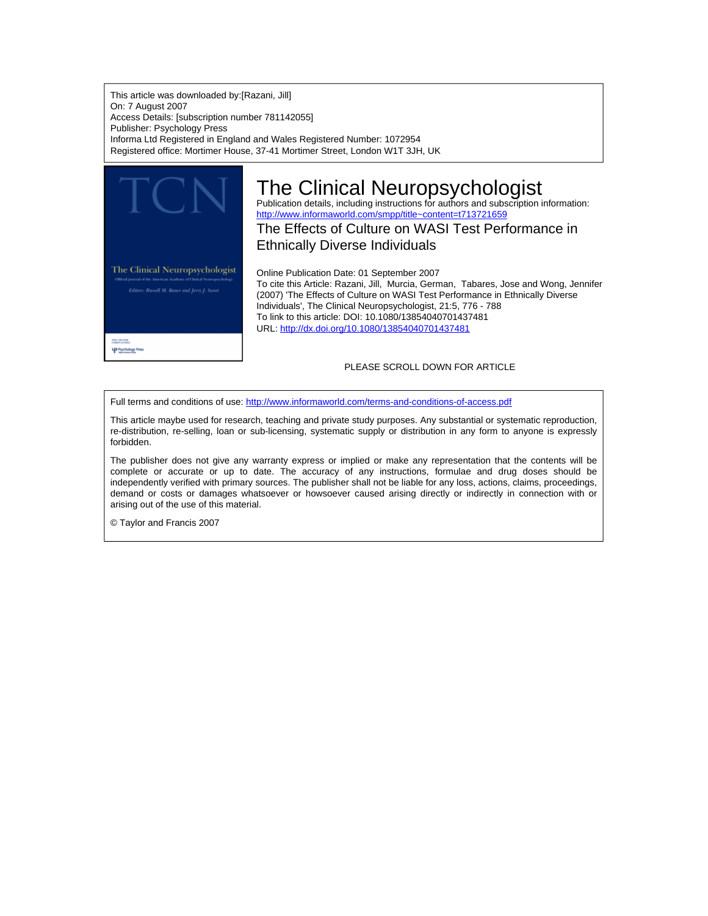This article was downloaded by:[Razani, Jill]
On: 7 August 2007
Access Details: [subscription number 781142055]
Publisher: Psychology Press
Informa Ltd Registered in England and Wales Registered Number: 1072954
Registered office: Mortimer House, 37-41 Mortimer Street, London W1T 3JH, UK

# The Clinical Neuropsychologist

Publication details, including instructions for authors and subscription information:
http://www.informaworld.com/smpp/title~content=t713721659

## The Effects of Culture on WASI Test Performance in Ethnically Diverse Individuals

Online Publication Date: 01 September 2007

To cite this Article: Razani, Jill, Murcia, German, Tabares, Jose and Wong, Jennifer (2007) 'The Effects of Culture on WASI Test Performance in Ethnically Diverse Individuals', The Clinical Neuropsychologist, 21:5, 776 - 788

To link to this article: DOI: 10.1080/13854040701437481

URL: http://dx.doi.org/10.1080/13854040701437481

PLEASE SCROLL DOWN FOR ARTICLE

Full terms and conditions of use: http://www.informaworld.com/terms-and-conditions-of-access.pdf

This article maybe used for research, teaching and private study purposes. Any substantial or systematic reproduction, re-distribution, re-selling, loan or sub-licensing, systematic supply or distribution in any form to anyone is expressly forbidden.

The publisher does not give any warranty express or implied or make any representation that the contents will be complete or accurate or up to date. The accuracy of any instructions, formulae and drug doses should be independently verified with primary sources. The publisher shall not be liable for any loss, actions, claims, proceedings, demand or costs or damages whatsoever or howsoever caused arising directly or indirectly in connection with or arising out of the use of this material.

© Taylor and Francis 2007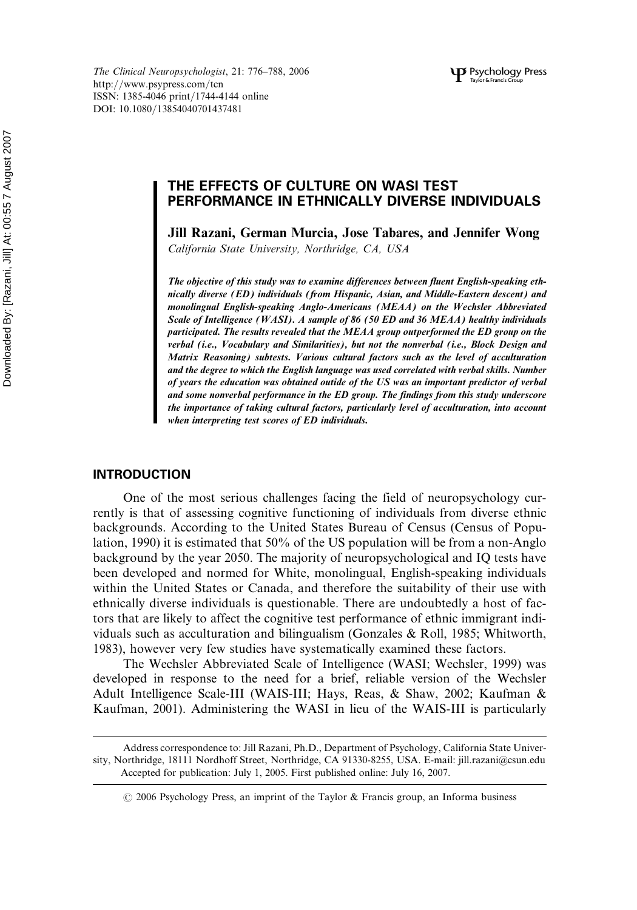# THE EFFECTS OF CULTURE ON WASI TEST PERFORMANCE IN ETHNICALLY DIVERSE INDIVIDUALS

**Jill Razani, German Murcia, Jose Tabares, and Jennifer Wong**

*California State University, Northridge, CA, USA*

***The objective of this study was to examine differences between fluent English-speaking ethnically diverse (ED) individuals (from Hispanic, Asian, and Middle-Eastern descent) and monolingual English-speaking Anglo-Americans (MEAA) on the Wechsler Abbreviated Scale of Intelligence (WASI). A sample of 86 (50 ED and 36 MEAA) healthy individuals participated. The results revealed that the MEAA group outperformed the ED group on the verbal (i.e., Vocabulary and Similarities), but not the nonverbal (i.e., Block Design and Matrix Reasoning) subtests. Various cultural factors such as the level of acculturation and the degree to which the English language was used correlated with verbal skills. Number of years the education was obtained outside of the US was an important predictor of verbal and some nonverbal performance in the ED group. The findings from this study underscore the importance of taking cultural factors, particularly level of acculturation, into account when interpreting test scores of ED individuals.***

## INTRODUCTION

One of the most serious challenges facing the field of neuropsychology currently is that of assessing cognitive functioning of individuals from diverse ethnic backgrounds. According to the United States Bureau of Census (Census of Population, 1990) it is estimated that 50% of the US population will be from a non-Anglo background by the year 2050. The majority of neuropsychological and IQ tests have been developed and normed for White, monolingual, English-speaking individuals within the United States or Canada, and therefore the suitability of their use with ethnically diverse individuals is questionable. There are undoubtedly a host of factors that are likely to affect the cognitive test performance of ethnic immigrant individuals such as acculturation and bilingualism (Gonzales & Roll, 1985; Whitworth, 1983), however very few studies have systematically examined these factors.

The Wechsler Abbreviated Scale of Intelligence (WASI; Wechsler, 1999) was developed in response to the need for a brief, reliable version of the Wechsler Adult Intelligence Scale-III (WAIS-III; Hays, Reas, & Shaw, 2002; Kaufman & Kaufman, 2001). Administering the WASI in lieu of the WAIS-III is particularly

---

Address correspondence to: Jill Razani, Ph.D., Department of Psychology, California State University, Northridge, 18111 Nordhoff Street, Northridge, CA 91330-8255, USA. E-mail: jill.razani@csun.edu

Accepted for publication: July 1, 2005. First published online: July 16, 2007.

© 2006 Psychology Press, an imprint of the Taylor & Francis group, an Informa business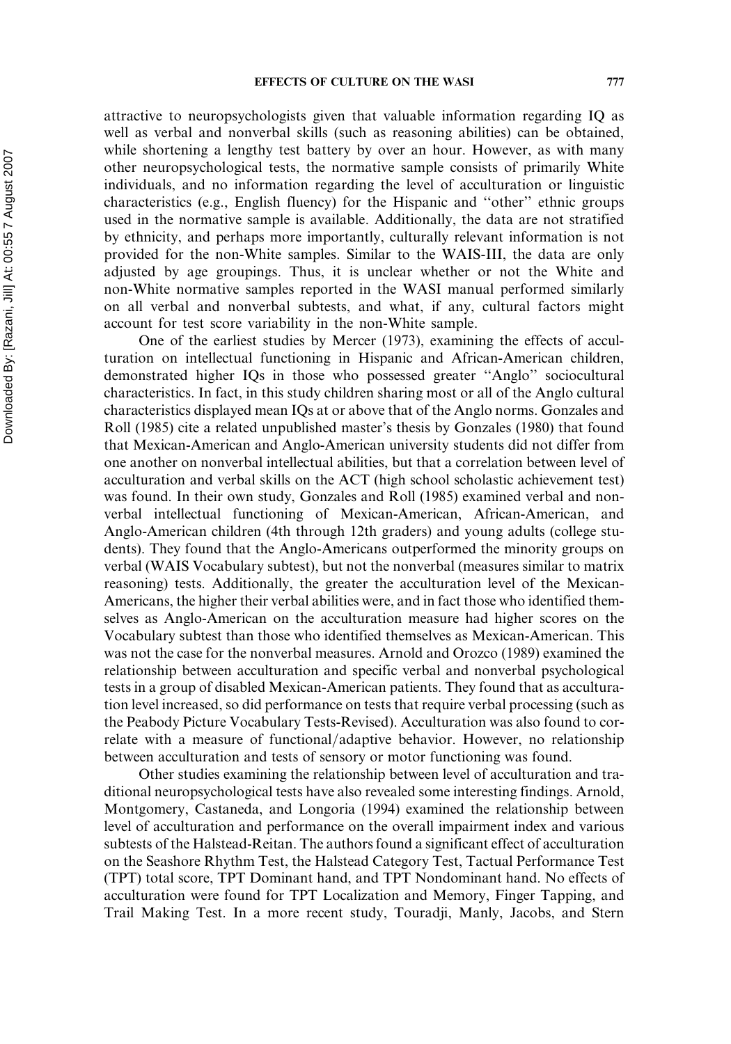attractive to neuropsychologists given that valuable information regarding IQ as well as verbal and nonverbal skills (such as reasoning abilities) can be obtained, while shortening a lengthy test battery by over an hour. However, as with many other neuropsychological tests, the normative sample consists of primarily White individuals, and no information regarding the level of acculturation or linguistic characteristics (e.g., English fluency) for the Hispanic and ''other'' ethnic groups used in the normative sample is available. Additionally, the data are not stratified by ethnicity, and perhaps more importantly, culturally relevant information is not provided for the non-White samples. Similar to the WAIS-III, the data are only adjusted by age groupings. Thus, it is unclear whether or not the White and non-White normative samples reported in the WASI manual performed similarly on all verbal and nonverbal subtests, and what, if any, cultural factors might account for test score variability in the non-White sample.

One of the earliest studies by Mercer (1973), examining the effects of acculturation on intellectual functioning in Hispanic and African-American children, demonstrated higher IQs in those who possessed greater ''Anglo'' sociocultural characteristics. In fact, in this study children sharing most or all of the Anglo cultural characteristics displayed mean IQs at or above that of the Anglo norms. Gonzales and Roll (1985) cite a related unpublished master's thesis by Gonzales (1980) that found that Mexican-American and Anglo-American university students did not differ from one another on nonverbal intellectual abilities, but that a correlation between level of acculturation and verbal skills on the ACT (high school scholastic achievement test) was found. In their own study, Gonzales and Roll (1985) examined verbal and nonverbal intellectual functioning of Mexican-American, African-American, and Anglo-American children (4th through 12th graders) and young adults (college students). They found that the Anglo-Americans outperformed the minority groups on verbal (WAIS Vocabulary subtest), but not the nonverbal (measures similar to matrix reasoning) tests. Additionally, the greater the acculturation level of the Mexican-Americans, the higher their verbal abilities were, and in fact those who identified themselves as Anglo-American on the acculturation measure had higher scores on the Vocabulary subtest than those who identified themselves as Mexican-American. This was not the case for the nonverbal measures. Arnold and Orozco (1989) examined the relationship between acculturation and specific verbal and nonverbal psychological tests in a group of disabled Mexican-American patients. They found that as acculturation level increased, so did performance on tests that require verbal processing (such as the Peabody Picture Vocabulary Tests-Revised). Acculturation was also found to correlate with a measure of functional/adaptive behavior. However, no relationship between acculturation and tests of sensory or motor functioning was found.

Other studies examining the relationship between level of acculturation and traditional neuropsychological tests have also revealed some interesting findings. Arnold, Montgomery, Castaneda, and Longoria (1994) examined the relationship between level of acculturation and performance on the overall impairment index and various subtests of the Halstead-Reitan. The authors found a significant effect of acculturation on the Seashore Rhythm Test, the Halstead Category Test, Tactual Performance Test (TPT) total score, TPT Dominant hand, and TPT Nondominant hand. No effects of acculturation were found for TPT Localization and Memory, Finger Tapping, and Trail Making Test. In a more recent study, Touradji, Manly, Jacobs, and Stern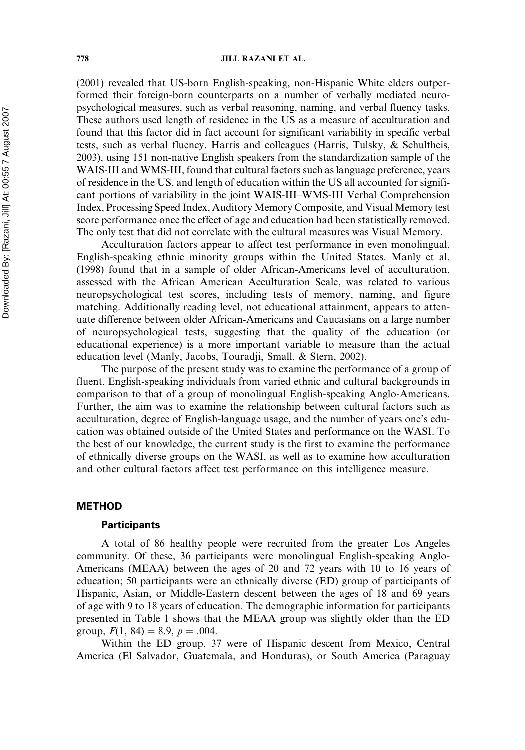(2001) revealed that US-born English-speaking, non-Hispanic White elders outperformed their foreign-born counterparts on a number of verbally mediated neuropsychological measures, such as verbal reasoning, naming, and verbal fluency tasks. These authors used length of residence in the US as a measure of acculturation and found that this factor did in fact account for significant variability in specific verbal tests, such as verbal fluency. Harris and colleagues (Harris, Tulsky, & Schultheis, 2003), using 151 non-native English speakers from the standardization sample of the WAIS-III and WMS-III, found that cultural factors such as language preference, years of residence in the US, and length of education within the US all accounted for significant portions of variability in the joint WAIS-III–WMS-III Verbal Comprehension Index, Processing Speed Index, Auditory Memory Composite, and Visual Memory test score performance once the effect of age and education had been statistically removed. The only test that did not correlate with the cultural measures was Visual Memory.

Acculturation factors appear to affect test performance in even monolingual, English-speaking ethnic minority groups within the United States. Manly et al. (1998) found that in a sample of older African-Americans level of acculturation, assessed with the African American Acculturation Scale, was related to various neuropsychological test scores, including tests of memory, naming, and figure matching. Additionally reading level, not educational attainment, appears to attenuate difference between older African-Americans and Caucasians on a large number of neuropsychological tests, suggesting that the quality of the education (or educational experience) is a more important variable to measure than the actual education level (Manly, Jacobs, Touradji, Small, & Stern, 2002).

The purpose of the present study was to examine the performance of a group of fluent, English-speaking individuals from varied ethnic and cultural backgrounds in comparison to that of a group of monolingual English-speaking Anglo-Americans. Further, the aim was to examine the relationship between cultural factors such as acculturation, degree of English-language usage, and the number of years one's education was obtained outside of the United States and performance on the WASI. To the best of our knowledge, the current study is the first to examine the performance of ethnically diverse groups on the WASI, as well as to examine how acculturation and other cultural factors affect test performance on this intelligence measure.

## METHOD

### Participants

A total of 86 healthy people were recruited from the greater Los Angeles community. Of these, 36 participants were monolingual English-speaking Anglo-Americans (MEAA) between the ages of 20 and 72 years with 10 to 16 years of education; 50 participants were an ethnically diverse (ED) group of participants of Hispanic, Asian, or Middle-Eastern descent between the ages of 18 and 69 years of age with 9 to 18 years of education. The demographic information for participants presented in Table 1 shows that the MEAA group was slightly older than the ED group, $F(1, 84) = 8.9$, $p = .004$.

Within the ED group, 37 were of Hispanic descent from Mexico, Central America (El Salvador, Guatemala, and Honduras), or South America (Paraguay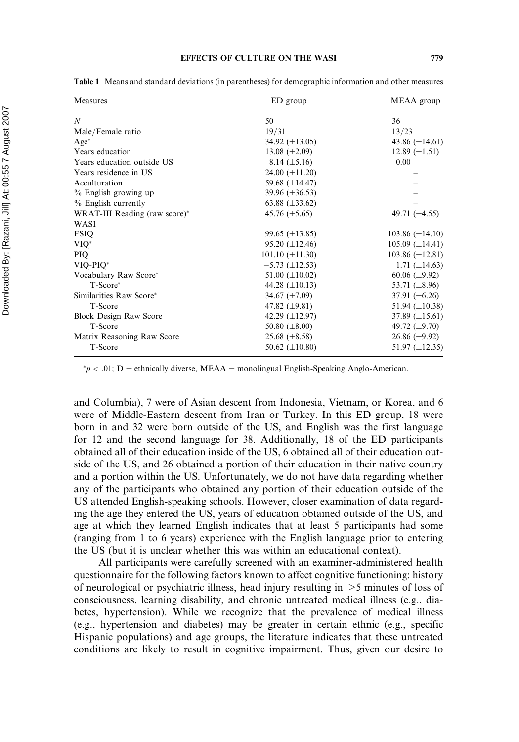**Table 1** Means and standard deviations (in parentheses) for demographic information and other measures

| Measures | ED group | MEAA group |
|---|---|---|
| $N$ | 50 | 36 |
| Male/Female ratio | 19/31 | 13/23 |
| Age* | 34.92 (±13.05) | 43.86 (±14.61) |
| Years education | 13.08 (±2.09) | 12.89 (±1.51) |
| Years education outside US | 8.14 (±5.16) | 0.00 |
| Years residence in US | 24.00 (±11.20) | – |
| Acculturation | 59.68 (±14.47) | – |
| % English growing up | 39.96 (±36.53) | – |
| % English currently | 63.88 (±33.62) | – |
| WRAT-III Reading (raw score)* | 45.76 (±5.65) | 49.71 (±4.55) |
| WASI | | |
| FSIQ | 99.65 (±13.85) | 103.86 (±14.10) |
| VIQ* | 95.20 (±12.46) | 105.09 (±14.41) |
| PIQ | 101.10 (±11.30) | 103.86 (±12.81) |
| VIQ-PIQ* | −5.73 (±12.53) | 1.71 (±14.63) |
| Vocabulary Raw Score* | 51.00 (±10.02) | 60.06 (±9.92) |
| T-Score* | 44.28 (±10.13) | 53.71 (±8.96) |
| Similarities Raw Score* | 34.67 (±7.09) | 37.91 (±6.26) |
| T-Score | 47.82 (±9.81) | 51.94 (±10.38) |
| Block Design Raw Score | 42.29 (±12.97) | 37.89 (±15.61) |
| T-Score | 50.80 (±8.00) | 49.72 (±9.70) |
| Matrix Reasoning Raw Score | 25.68 (±8.58) | 26.86 (±9.92) |
| T-Score | 50.62 (±10.80) | 51.97 (±12.35) |

*$p < .01$; D = ethnically diverse, MEAA = monolingual English-Speaking Anglo-American.

and Columbia), 7 were of Asian descent from Indonesia, Vietnam, or Korea, and 6 were of Middle-Eastern descent from Iran or Turkey. In this ED group, 18 were born in and 32 were born outside of the US, and English was the first language for 12 and the second language for 38. Additionally, 18 of the ED participants obtained all of their education inside of the US, 6 obtained all of their education outside of the US, and 26 obtained a portion of their education in their native country and a portion within the US. Unfortunately, we do not have data regarding whether any of the participants who obtained any portion of their education outside of the US attended English-speaking schools. However, closer examination of data regarding the age they entered the US, years of education obtained outside of the US, and age at which they learned English indicates that at least 5 participants had some (ranging from 1 to 6 years) experience with the English language prior to entering the US (but it is unclear whether this was within an educational context).

All participants were carefully screened with an examiner-administered health questionnaire for the following factors known to affect cognitive functioning: history of neurological or psychiatric illness, head injury resulting in $\geq$5 minutes of loss of consciousness, learning disability, and chronic untreated medical illness (e.g., diabetes, hypertension). While we recognize that the prevalence of medical illness (e.g., hypertension and diabetes) may be greater in certain ethnic (e.g., specific Hispanic populations) and age groups, the literature indicates that these untreated conditions are likely to result in cognitive impairment. Thus, given our desire to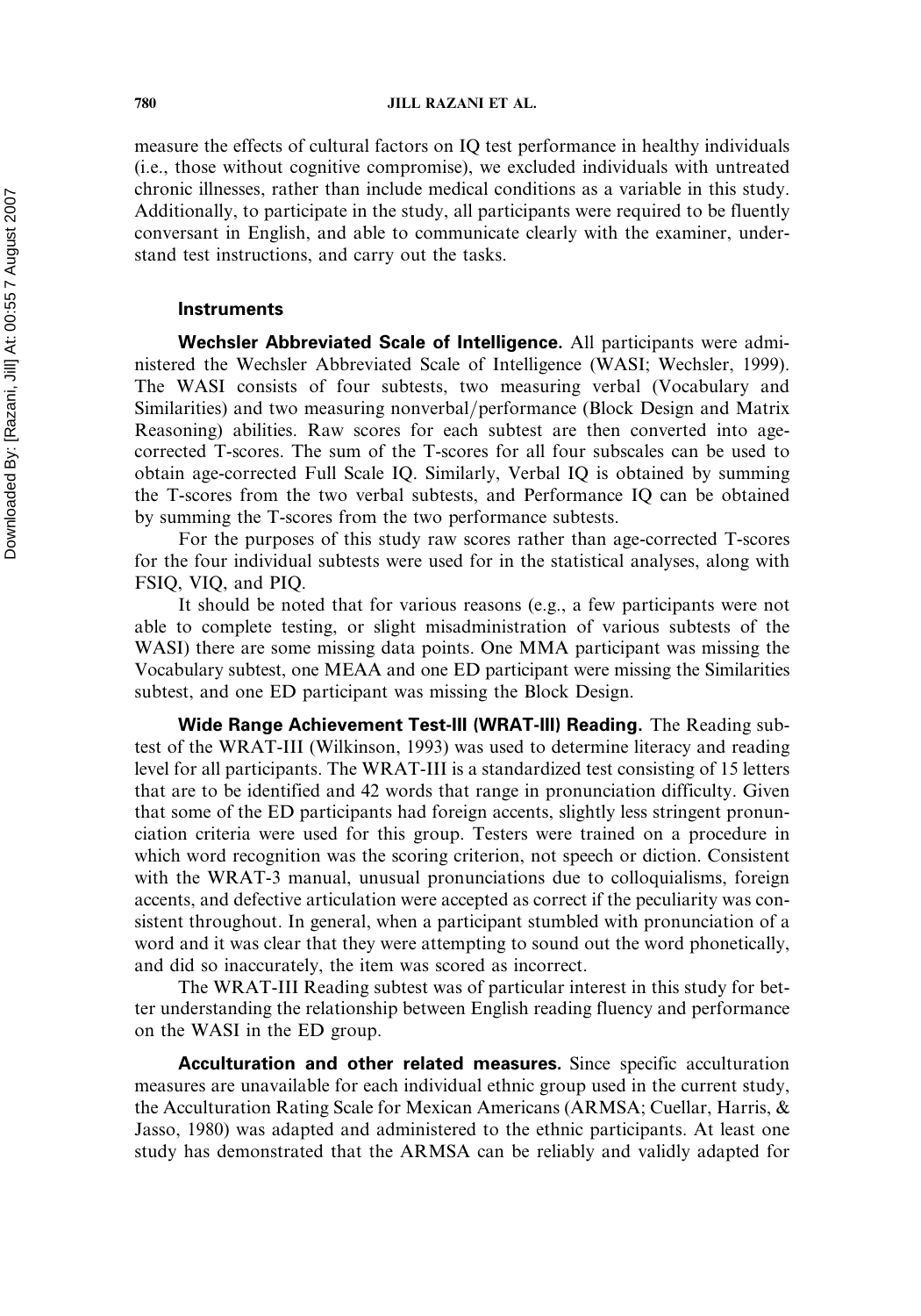measure the effects of cultural factors on IQ test performance in healthy individuals (i.e., those without cognitive compromise), we excluded individuals with untreated chronic illnesses, rather than include medical conditions as a variable in this study. Additionally, to participate in the study, all participants were required to be fluently conversant in English, and able to communicate clearly with the examiner, understand test instructions, and carry out the tasks.

### Instruments

**Wechsler Abbreviated Scale of Intelligence.** All participants were administered the Wechsler Abbreviated Scale of Intelligence (WASI; Wechsler, 1999). The WASI consists of four subtests, two measuring verbal (Vocabulary and Similarities) and two measuring nonverbal/performance (Block Design and Matrix Reasoning) abilities. Raw scores for each subtest are then converted into age-corrected T-scores. The sum of the T-scores for all four subscales can be used to obtain age-corrected Full Scale IQ. Similarly, Verbal IQ is obtained by summing the T-scores from the two verbal subtests, and Performance IQ can be obtained by summing the T-scores from the two performance subtests.

For the purposes of this study raw scores rather than age-corrected T-scores for the four individual subtests were used for in the statistical analyses, along with FSIQ, VIQ, and PIQ.

It should be noted that for various reasons (e.g., a few participants were not able to complete testing, or slight misadministration of various subtests of the WASI) there are some missing data points. One MMA participant was missing the Vocabulary subtest, one MEAA and one ED participant were missing the Similarities subtest, and one ED participant was missing the Block Design.

**Wide Range Achievement Test-III (WRAT-III) Reading.** The Reading subtest of the WRAT-III (Wilkinson, 1993) was used to determine literacy and reading level for all participants. The WRAT-III is a standardized test consisting of 15 letters that are to be identified and 42 words that range in pronunciation difficulty. Given that some of the ED participants had foreign accents, slightly less stringent pronunciation criteria were used for this group. Testers were trained on a procedure in which word recognition was the scoring criterion, not speech or diction. Consistent with the WRAT-3 manual, unusual pronunciations due to colloquialisms, foreign accents, and defective articulation were accepted as correct if the peculiarity was consistent throughout. In general, when a participant stumbled with pronunciation of a word and it was clear that they were attempting to sound out the word phonetically, and did so inaccurately, the item was scored as incorrect.

The WRAT-III Reading subtest was of particular interest in this study for better understanding the relationship between English reading fluency and performance on the WASI in the ED group.

**Acculturation and other related measures.** Since specific acculturation measures are unavailable for each individual ethnic group used in the current study, the Acculturation Rating Scale for Mexican Americans (ARMSA; Cuellar, Harris, & Jasso, 1980) was adapted and administered to the ethnic participants. At least one study has demonstrated that the ARMSA can be reliably and validly adapted for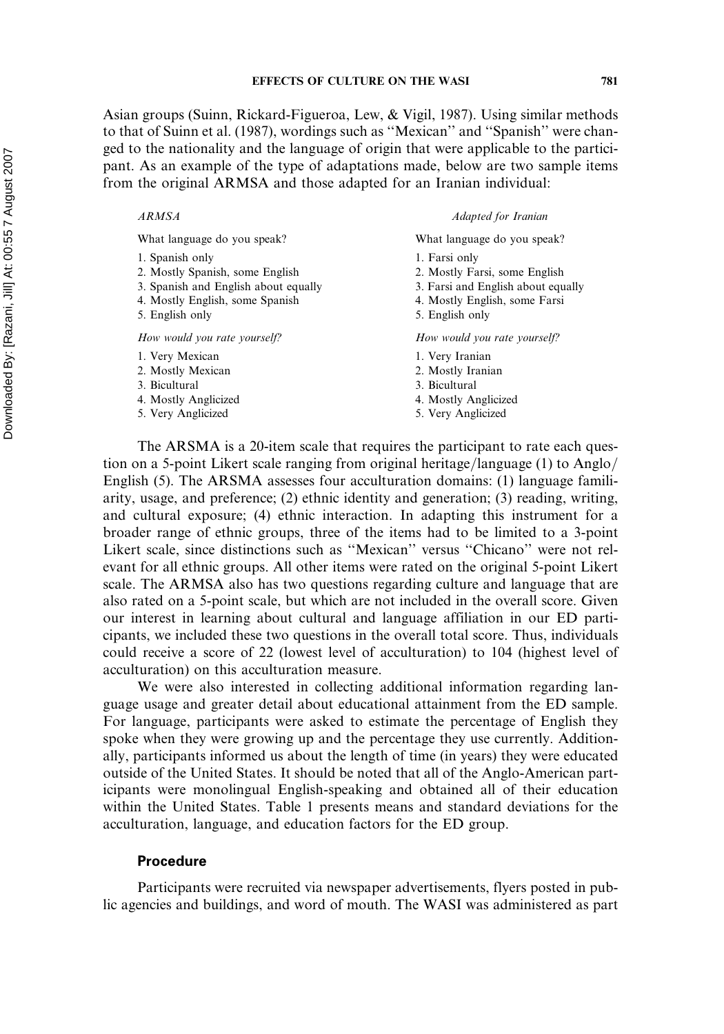Asian groups (Suinn, Rickard-Figueroa, Lew, & Vigil, 1987). Using similar methods to that of Suinn et al. (1987), wordings such as ''Mexican'' and ''Spanish'' were changed to the nationality and the language of origin that were applicable to the participant. As an example of the type of adaptations made, below are two sample items from the original ARMSA and those adapted for an Iranian individual:

| *ARMSA* | *Adapted for Iranian* |
|---|---|
| What language do you speak? | What language do you speak? |
| 1. Spanish only | 1. Farsi only |
| 2. Mostly Spanish, some English | 2. Mostly Farsi, some English |
| 3. Spanish and English about equally | 3. Farsi and English about equally |
| 4. Mostly English, some Spanish | 4. Mostly English, some Farsi |
| 5. English only | 5. English only |
| *How would you rate yourself?* | *How would you rate yourself?* |
| 1. Very Mexican | 1. Very Iranian |
| 2. Mostly Mexican | 2. Mostly Iranian |
| 3. Bicultural | 3. Bicultural |
| 4. Mostly Anglicized | 4. Mostly Anglicized |
| 5. Very Anglicized | 5. Very Anglicized |

The ARSMA is a 20-item scale that requires the participant to rate each question on a 5-point Likert scale ranging from original heritage/language (1) to Anglo/English (5). The ARSMA assesses four acculturation domains: (1) language familiarity, usage, and preference; (2) ethnic identity and generation; (3) reading, writing, and cultural exposure; (4) ethnic interaction. In adapting this instrument for a broader range of ethnic groups, three of the items had to be limited to a 3-point Likert scale, since distinctions such as ''Mexican'' versus ''Chicano'' were not relevant for all ethnic groups. All other items were rated on the original 5-point Likert scale. The ARMSA also has two questions regarding culture and language that are also rated on a 5-point scale, but which are not included in the overall score. Given our interest in learning about cultural and language affiliation in our ED participants, we included these two questions in the overall total score. Thus, individuals could receive a score of 22 (lowest level of acculturation) to 104 (highest level of acculturation) on this acculturation measure.

We were also interested in collecting additional information regarding language usage and greater detail about educational attainment from the ED sample. For language, participants were asked to estimate the percentage of English they spoke when they were growing up and the percentage they use currently. Additionally, participants informed us about the length of time (in years) they were educated outside of the United States. It should be noted that all of the Anglo-American participants were monolingual English-speaking and obtained all of their education within the United States. Table 1 presents means and standard deviations for the acculturation, language, and education factors for the ED group.

## Procedure

Participants were recruited via newspaper advertisements, flyers posted in public agencies and buildings, and word of mouth. The WASI was administered as part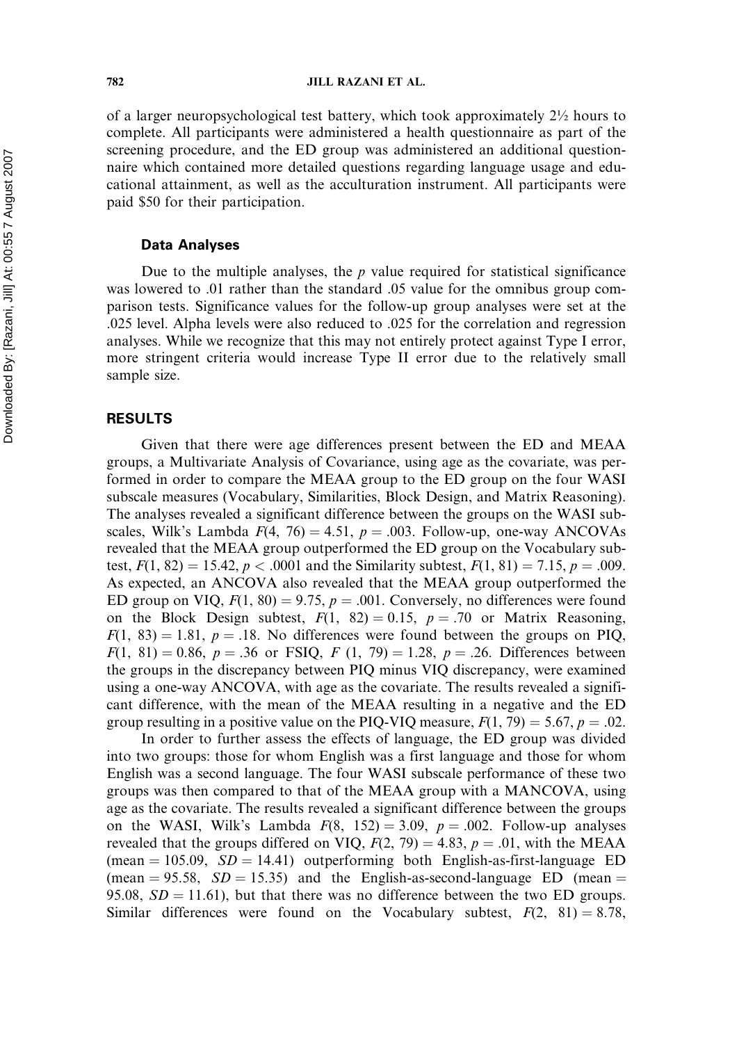of a larger neuropsychological test battery, which took approximately 2½ hours to complete. All participants were administered a health questionnaire as part of the screening procedure, and the ED group was administered an additional questionnaire which contained more detailed questions regarding language usage and educational attainment, as well as the acculturation instrument. All participants were paid $50 for their participation.

### Data Analyses

Due to the multiple analyses, the $p$ value required for statistical significance was lowered to .01 rather than the standard .05 value for the omnibus group comparison tests. Significance values for the follow-up group analyses were set at the .025 level. Alpha levels were also reduced to .025 for the correlation and regression analyses. While we recognize that this may not entirely protect against Type I error, more stringent criteria would increase Type II error due to the relatively small sample size.

## RESULTS

Given that there were age differences present between the ED and MEAA groups, a Multivariate Analysis of Covariance, using age as the covariate, was performed in order to compare the MEAA group to the ED group on the four WASI subscale measures (Vocabulary, Similarities, Block Design, and Matrix Reasoning). The analyses revealed a significant difference between the groups on the WASI subscales, Wilk's Lambda $F(4, 76) = 4.51$, $p = .003$. Follow-up, one-way ANCOVAs revealed that the MEAA group outperformed the ED group on the Vocabulary subtest, $F(1, 82) = 15.42$, $p < .0001$ and the Similarity subtest, $F(1, 81) = 7.15$, $p = .009$. As expected, an ANCOVA also revealed that the MEAA group outperformed the ED group on VIQ, $F(1, 80) = 9.75$, $p = .001$. Conversely, no differences were found on the Block Design subtest, $F(1, 82) = 0.15$, $p = .70$ or Matrix Reasoning, $F(1, 83) = 1.81$, $p = .18$. No differences were found between the groups on PIQ, $F(1, 81) = 0.86$, $p = .36$ or FSIQ, $F$ $(1, 79) = 1.28$, $p = .26$. Differences between the groups in the discrepancy between PIQ minus VIQ discrepancy, were examined using a one-way ANCOVA, with age as the covariate. The results revealed a significant difference, with the mean of the MEAA resulting in a negative and the ED group resulting in a positive value on the PIQ-VIQ measure, $F(1, 79) = 5.67$, $p = .02$.

In order to further assess the effects of language, the ED group was divided into two groups: those for whom English was a first language and those for whom English was a second language. The four WASI subscale performance of these two groups was then compared to that of the MEAA group with a MANCOVA, using age as the covariate. The results revealed a significant difference between the groups on the WASI, Wilk's Lambda $F(8, 152) = 3.09$, $p = .002$. Follow-up analyses revealed that the groups differed on VIQ, $F(2, 79) = 4.83$, $p = .01$, with the MEAA (mean = 105.09, $SD = 14.41$) outperforming both English-as-first-language ED (mean = 95.58, $SD = 15.35$) and the English-as-second-language ED (mean = 95.08, $SD = 11.61$), but that there was no difference between the two ED groups. Similar differences were found on the Vocabulary subtest, $F(2, 81) = 8.78$,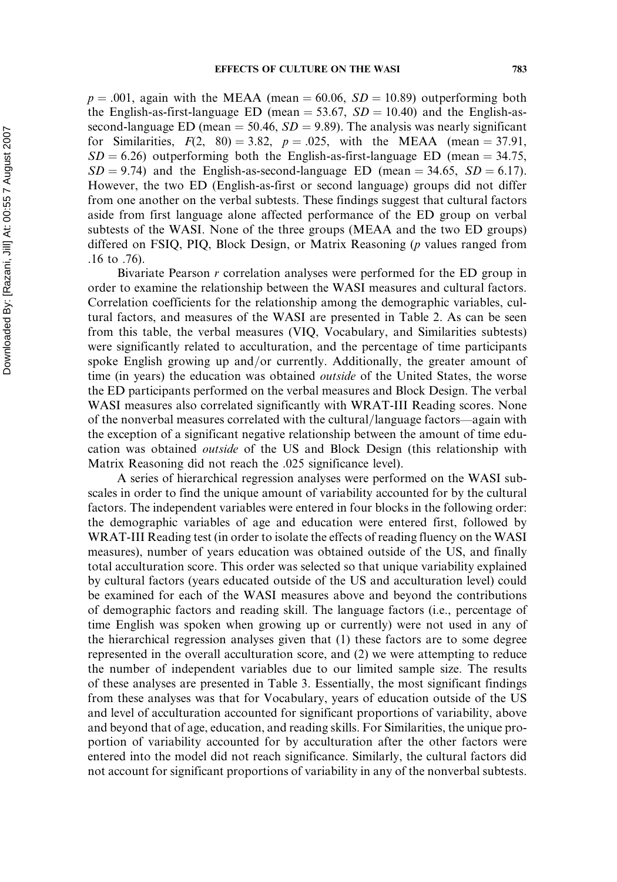$p = .001$, again with the MEAA (mean = 60.06, $SD = 10.89$) outperforming both the English-as-first-language ED (mean = 53.67, $SD = 10.40$) and the English-as-second-language ED (mean = 50.46, $SD = 9.89$). The analysis was nearly significant for Similarities, $F(2,\ 80) = 3.82$, $p = .025$, with the MEAA (mean = 37.91, $SD = 6.26$) outperforming both the English-as-first-language ED (mean = 34.75, $SD = 9.74$) and the English-as-second-language ED (mean = 34.65, $SD = 6.17$). However, the two ED (English-as-first or second language) groups did not differ from one another on the verbal subtests. These findings suggest that cultural factors aside from first language alone affected performance of the ED group on verbal subtests of the WASI. None of the three groups (MEAA and the two ED groups) differed on FSIQ, PIQ, Block Design, or Matrix Reasoning ($p$ values ranged from .16 to .76).

Bivariate Pearson $r$ correlation analyses were performed for the ED group in order to examine the relationship between the WASI measures and cultural factors. Correlation coefficients for the relationship among the demographic variables, cultural factors, and measures of the WASI are presented in Table 2. As can be seen from this table, the verbal measures (VIQ, Vocabulary, and Similarities subtests) were significantly related to acculturation, and the percentage of time participants spoke English growing up and/or currently. Additionally, the greater amount of time (in years) the education was obtained *outside* of the United States, the worse the ED participants performed on the verbal measures and Block Design. The verbal WASI measures also correlated significantly with WRAT-III Reading scores. None of the nonverbal measures correlated with the cultural/language factors—again with the exception of a significant negative relationship between the amount of time education was obtained *outside* of the US and Block Design (this relationship with Matrix Reasoning did not reach the .025 significance level).

A series of hierarchical regression analyses were performed on the WASI subscales in order to find the unique amount of variability accounted for by the cultural factors. The independent variables were entered in four blocks in the following order: the demographic variables of age and education were entered first, followed by WRAT-III Reading test (in order to isolate the effects of reading fluency on the WASI measures), number of years education was obtained outside of the US, and finally total acculturation score. This order was selected so that unique variability explained by cultural factors (years educated outside of the US and acculturation level) could be examined for each of the WASI measures above and beyond the contributions of demographic factors and reading skill. The language factors (i.e., percentage of time English was spoken when growing up or currently) were not used in any of the hierarchical regression analyses given that (1) these factors are to some degree represented in the overall acculturation score, and (2) we were attempting to reduce the number of independent variables due to our limited sample size. The results of these analyses are presented in Table 3. Essentially, the most significant findings from these analyses was that for Vocabulary, years of education outside of the US and level of acculturation accounted for significant proportions of variability, above and beyond that of age, education, and reading skills. For Similarities, the unique proportion of variability accounted for by acculturation after the other factors were entered into the model did not reach significance. Similarly, the cultural factors did not account for significant proportions of variability in any of the nonverbal subtests.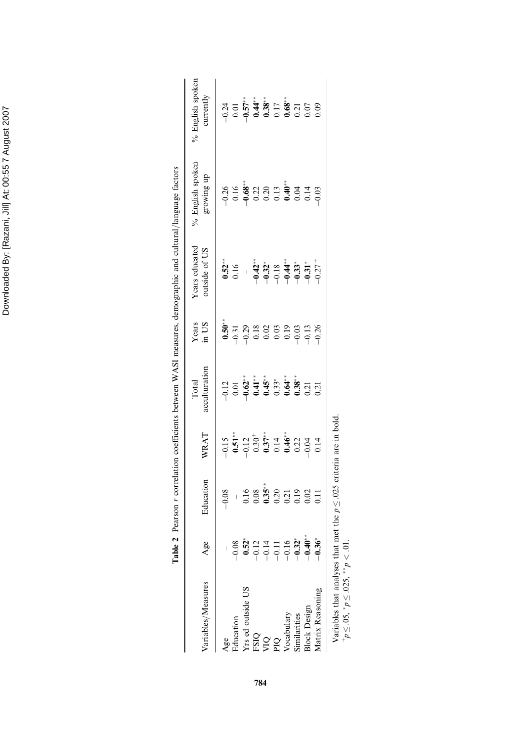**Table 2** Pearson *r* correlation coefficients between WASI measures, demographic and cultural/language factors

| Variables/Measures | Age | Education | WRAT | Total acculturation | Years in US | Years educated outside of US | % English spoken growing up | % English spoken currently |
|---|---|---|---|---|---|---|---|---|
| Age | – | −0.08 | −0.15 | −0.12 | **0.50**$^{**}$ | **0.52**$^{**}$ | −0.26 | −0.24 |
| Education | −0.08 | – | **0.51**$^{**}$ | 0.01 | −0.31 | 0.16 | 0.16 | 0.01 |
| Yrs ed outside US | **0.52**$^{*}$ | 0.16 | −0.12 | **−0.62**$^{**}$ | −0.29 | – | **−0.68**$^{**}$ | **−0.57**$^{**}$ |
| FSIQ | −0.12 | 0.08 | 0.30$^{+}$ | **0.41**$^{**}$ | 0.18 | **−0.42**$^{**}$ | 0.22 | **0.44**$^{**}$ |
| VIQ | −0.14 | **0.35**$^{**}$ | **0.37**$^{**}$ | **0.45**$^{**}$ | 0.02 | **−0.32**$^{*}$ | 0.20 | **0.38**$^{**}$ |
| PIQ | −0.11 | 0.20 | 0.14 | 0.33$^{*}$ | 0.03 | −0.18 | 0.13 | 0.17 |
| Vocabulary | −0.16 | 0.21 | **0.46**$^{**}$ | **0.64**$^{**}$ | 0.19 | **−0.44**$^{**}$ | **0.40**$^{**}$ | **0.68**$^{**}$ |
| Similarities | **−0.32**$^{*}$ | 0.19 | 0.22 | **0.38**$^{**}$ | −0.03 | **−0.33**$^{*}$ | 0.04 | 0.21 |
| Block Design | **−0.40**$^{**}$ | 0.02 | −0.04 | 0.21 | −0.13 | **−0.31**$^{*}$ | 0.14 | 0.07 |
| Matrix Reasoning | **−0.36**$^{*}$ | 0.11 | 0.14 | 0.21 | −0.26 | −0.27$^{+}$ | −0.03 | 0.09 |

Variables that analyses that met the $p \leq .025$ criteria are in bold.
$^{+}p \leq .05$, $^{*}p \leq .025$, $^{**}p < .01$.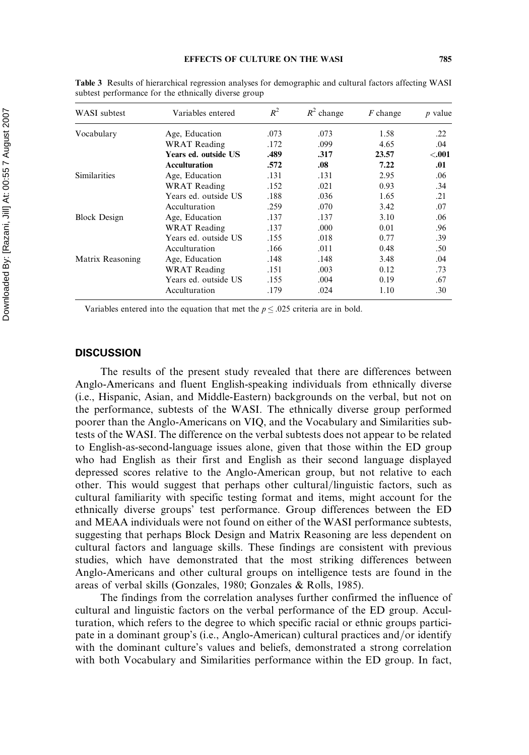**Table 3** Results of hierarchical regression analyses for demographic and cultural factors affecting WASI subtest performance for the ethnically diverse group

| WASI subtest | Variables entered | $R^2$ | $R^2$ change | $F$ change | $p$ value |
|---|---|---|---|---|---|
| Vocabulary | Age, Education | .073 | .073 | 1.58 | .22 |
| | WRAT Reading | .172 | .099 | 4.65 | .04 |
| | **Years ed. outside US** | **.489** | **.317** | **23.57** | **<.001** |
| | **Acculturation** | **.572** | **.08** | **7.22** | **.01** |
| Similarities | Age, Education | .131 | .131 | 2.95 | .06 |
| | WRAT Reading | .152 | .021 | 0.93 | .34 |
| | Years ed. outside US | .188 | .036 | 1.65 | .21 |
| | Acculturation | .259 | .070 | 3.42 | .07 |
| Block Design | Age, Education | .137 | .137 | 3.10 | .06 |
| | WRAT Reading | .137 | .000 | 0.01 | .96 |
| | Years ed. outside US | .155 | .018 | 0.77 | .39 |
| | Acculturation | .166 | .011 | 0.48 | .50 |
| Matrix Reasoning | Age, Education | .148 | .148 | 3.48 | .04 |
| | WRAT Reading | .151 | .003 | 0.12 | .73 |
| | Years ed. outside US | .155 | .004 | 0.19 | .67 |
| | Acculturation | .179 | .024 | 1.10 | .30 |

Variables entered into the equation that met the $p \leq .025$ criteria are in bold.

## DISCUSSION

The results of the present study revealed that there are differences between Anglo-Americans and fluent English-speaking individuals from ethnically diverse (i.e., Hispanic, Asian, and Middle-Eastern) backgrounds on the verbal, but not on the performance, subtests of the WASI. The ethnically diverse group performed poorer than the Anglo-Americans on VIQ, and the Vocabulary and Similarities subtests of the WASI. The difference on the verbal subtests does not appear to be related to English-as-second-language issues alone, given that those within the ED group who had English as their first and English as their second language displayed depressed scores relative to the Anglo-American group, but not relative to each other. This would suggest that perhaps other cultural/linguistic factors, such as cultural familiarity with specific testing format and items, might account for the ethnically diverse groups' test performance. Group differences between the ED and MEAA individuals were not found on either of the WASI performance subtests, suggesting that perhaps Block Design and Matrix Reasoning are less dependent on cultural factors and language skills. These findings are consistent with previous studies, which have demonstrated that the most striking differences between Anglo-Americans and other cultural groups on intelligence tests are found in the areas of verbal skills (Gonzales, 1980; Gonzales & Rolls, 1985).

The findings from the correlation analyses further confirmed the influence of cultural and linguistic factors on the verbal performance of the ED group. Acculturation, which refers to the degree to which specific racial or ethnic groups participate in a dominant group's (i.e., Anglo-American) cultural practices and/or identify with the dominant culture's values and beliefs, demonstrated a strong correlation with both Vocabulary and Similarities performance within the ED group. In fact,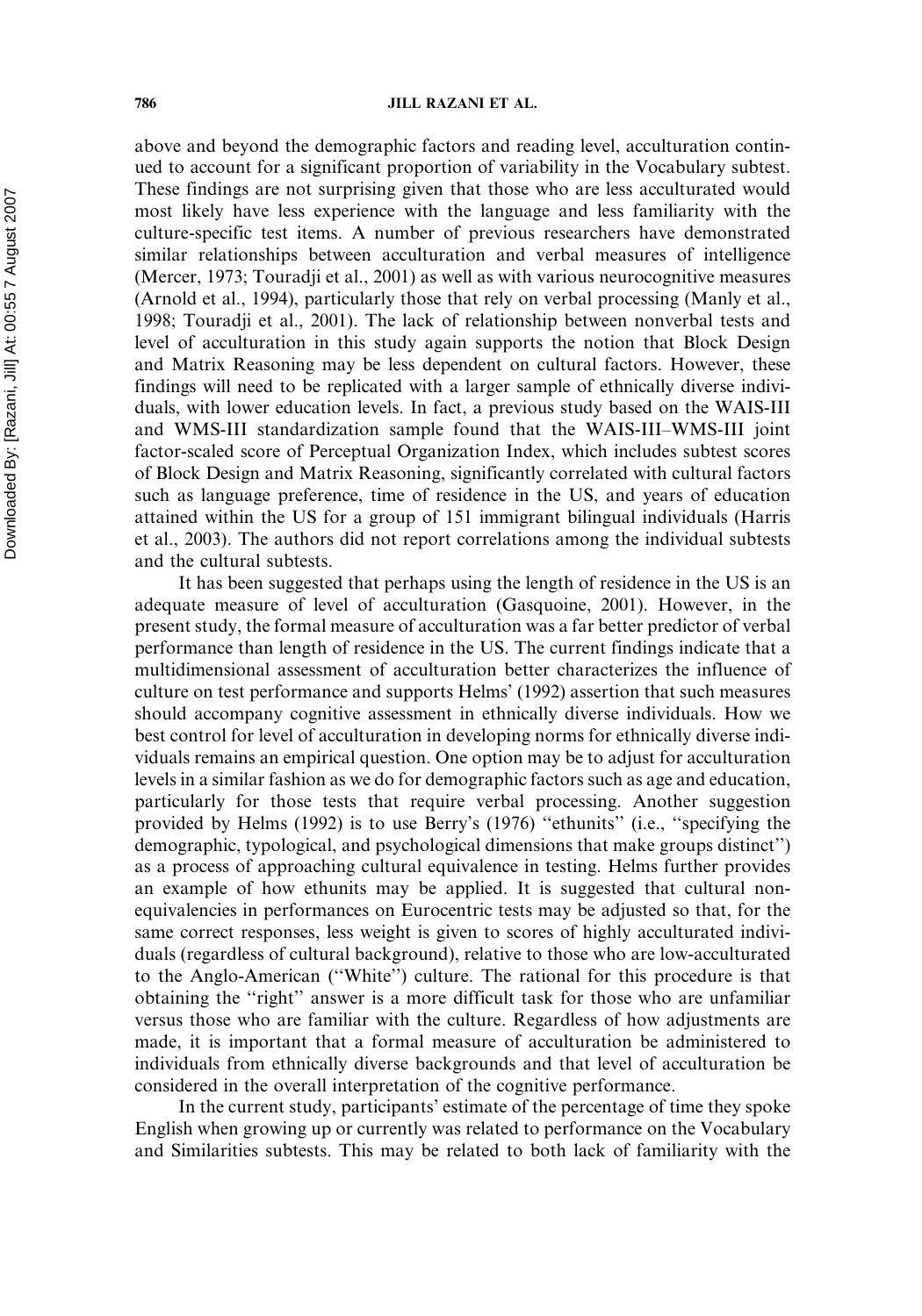above and beyond the demographic factors and reading level, acculturation continued to account for a significant proportion of variability in the Vocabulary subtest. These findings are not surprising given that those who are less acculturated would most likely have less experience with the language and less familiarity with the culture-specific test items. A number of previous researchers have demonstrated similar relationships between acculturation and verbal measures of intelligence (Mercer, 1973; Touradji et al., 2001) as well as with various neurocognitive measures (Arnold et al., 1994), particularly those that rely on verbal processing (Manly et al., 1998; Touradji et al., 2001). The lack of relationship between nonverbal tests and level of acculturation in this study again supports the notion that Block Design and Matrix Reasoning may be less dependent on cultural factors. However, these findings will need to be replicated with a larger sample of ethnically diverse individuals, with lower education levels. In fact, a previous study based on the WAIS-III and WMS-III standardization sample found that the WAIS-III–WMS-III joint factor-scaled score of Perceptual Organization Index, which includes subtest scores of Block Design and Matrix Reasoning, significantly correlated with cultural factors such as language preference, time of residence in the US, and years of education attained within the US for a group of 151 immigrant bilingual individuals (Harris et al., 2003). The authors did not report correlations among the individual subtests and the cultural subtests.

It has been suggested that perhaps using the length of residence in the US is an adequate measure of level of acculturation (Gasquoine, 2001). However, in the present study, the formal measure of acculturation was a far better predictor of verbal performance than length of residence in the US. The current findings indicate that a multidimensional assessment of acculturation better characterizes the influence of culture on test performance and supports Helms' (1992) assertion that such measures should accompany cognitive assessment in ethnically diverse individuals. How we best control for level of acculturation in developing norms for ethnically diverse individuals remains an empirical question. One option may be to adjust for acculturation levels in a similar fashion as we do for demographic factors such as age and education, particularly for those tests that require verbal processing. Another suggestion provided by Helms (1992) is to use Berry's (1976) "ethunits" (i.e., "specifying the demographic, typological, and psychological dimensions that make groups distinct") as a process of approaching cultural equivalence in testing. Helms further provides an example of how ethunits may be applied. It is suggested that cultural non-equivalencies in performances on Eurocentric tests may be adjusted so that, for the same correct responses, less weight is given to scores of highly acculturated individuals (regardless of cultural background), relative to those who are low-acculturated to the Anglo-American ("White") culture. The rational for this procedure is that obtaining the "right" answer is a more difficult task for those who are unfamiliar versus those who are familiar with the culture. Regardless of how adjustments are made, it is important that a formal measure of acculturation be administered to individuals from ethnically diverse backgrounds and that level of acculturation be considered in the overall interpretation of the cognitive performance.

In the current study, participants' estimate of the percentage of time they spoke English when growing up or currently was related to performance on the Vocabulary and Similarities subtests. This may be related to both lack of familiarity with the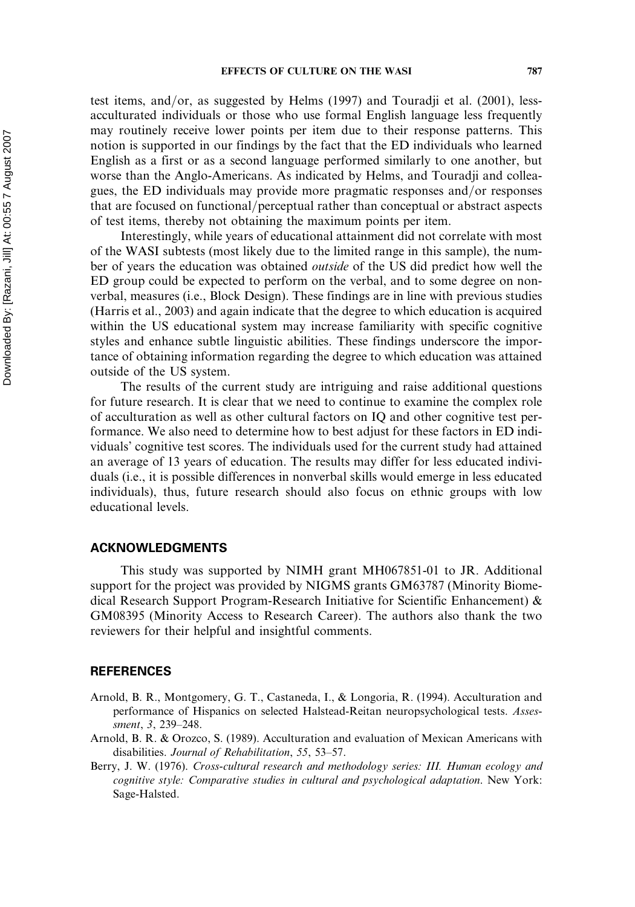test items, and/or, as suggested by Helms (1997) and Touradji et al. (2001), less-acculturated individuals or those who use formal English language less frequently may routinely receive lower points per item due to their response patterns. This notion is supported in our findings by the fact that the ED individuals who learned English as a first or as a second language performed similarly to one another, but worse than the Anglo-Americans. As indicated by Helms, and Touradji and colleagues, the ED individuals may provide more pragmatic responses and/or responses that are focused on functional/perceptual rather than conceptual or abstract aspects of test items, thereby not obtaining the maximum points per item.

Interestingly, while years of educational attainment did not correlate with most of the WASI subtests (most likely due to the limited range in this sample), the number of years the education was obtained *outside* of the US did predict how well the ED group could be expected to perform on the verbal, and to some degree on nonverbal, measures (i.e., Block Design). These findings are in line with previous studies (Harris et al., 2003) and again indicate that the degree to which education is acquired within the US educational system may increase familiarity with specific cognitive styles and enhance subtle linguistic abilities. These findings underscore the importance of obtaining information regarding the degree to which education was attained outside of the US system.

The results of the current study are intriguing and raise additional questions for future research. It is clear that we need to continue to examine the complex role of acculturation as well as other cultural factors on IQ and other cognitive test performance. We also need to determine how to best adjust for these factors in ED individuals' cognitive test scores. The individuals used for the current study had attained an average of 13 years of education. The results may differ for less educated individuals (i.e., it is possible differences in nonverbal skills would emerge in less educated individuals), thus, future research should also focus on ethnic groups with low educational levels.

## ACKNOWLEDGMENTS

This study was supported by NIMH grant MH067851-01 to JR. Additional support for the project was provided by NIGMS grants GM63787 (Minority Biomedical Research Support Program-Research Initiative for Scientific Enhancement) & GM08395 (Minority Access to Research Career). The authors also thank the two reviewers for their helpful and insightful comments.

## REFERENCES

Arnold, B. R., Montgomery, G. T., Castaneda, I., & Longoria, R. (1994). Acculturation and performance of Hispanics on selected Halstead-Reitan neuropsychological tests. *Assessment*, *3*, 239–248.

Arnold, B. R. & Orozco, S. (1989). Acculturation and evaluation of Mexican Americans with disabilities. *Journal of Rehabilitation*, *55*, 53–57.

Berry, J. W. (1976). *Cross-cultural research and methodology series: III. Human ecology and cognitive style: Comparative studies in cultural and psychological adaptation*. New York: Sage-Halsted.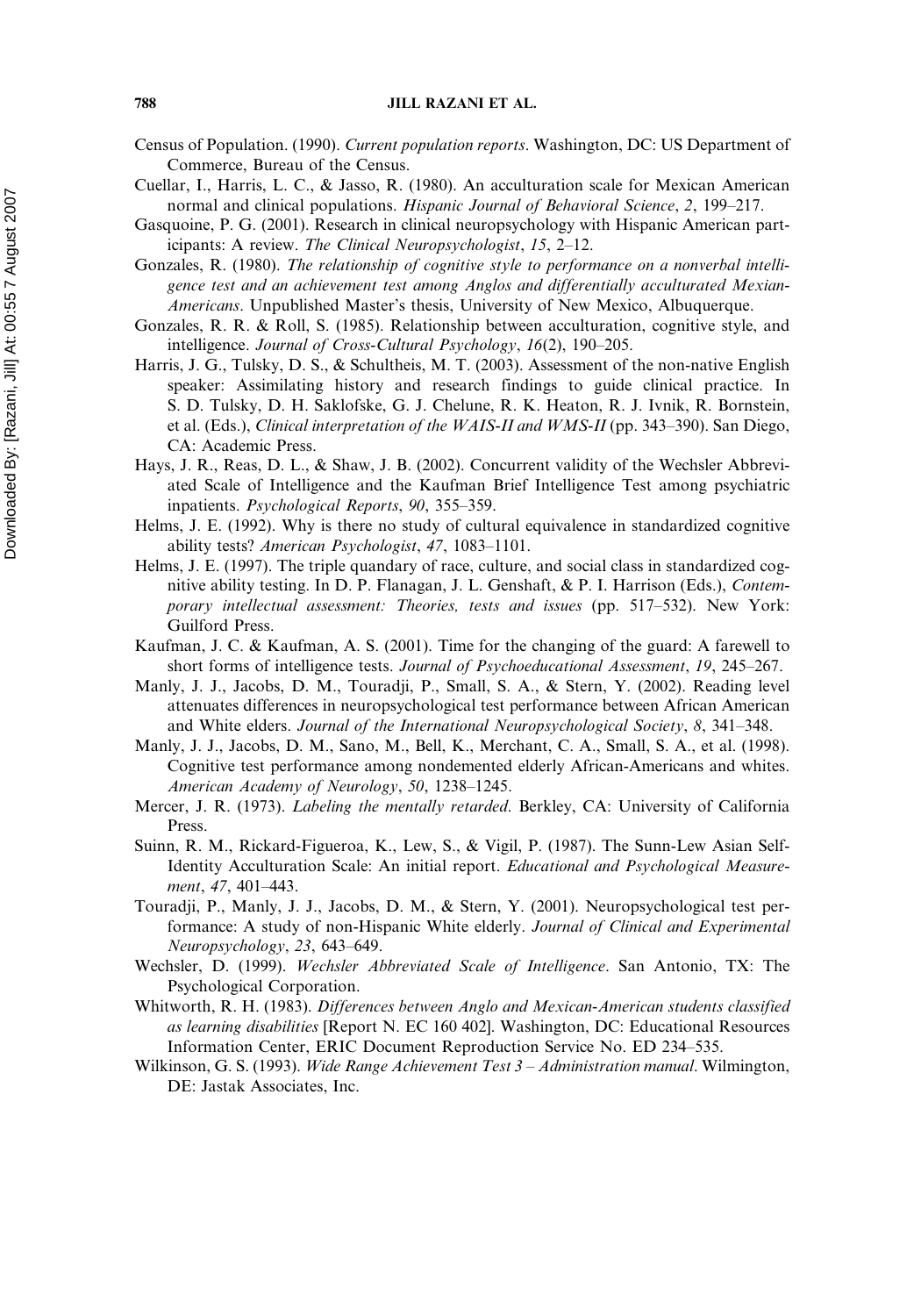Census of Population. (1990). *Current population reports*. Washington, DC: US Department of Commerce, Bureau of the Census.

Cuellar, I., Harris, L. C., & Jasso, R. (1980). An acculturation scale for Mexican American normal and clinical populations. *Hispanic Journal of Behavioral Science*, *2*, 199–217.

Gasquoine, P. G. (2001). Research in clinical neuropsychology with Hispanic American participants: A review. *The Clinical Neuropsychologist*, *15*, 2–12.

Gonzales, R. (1980). *The relationship of cognitive style to performance on a nonverbal intelligence test and an achievement test among Anglos and differentially acculturated Mexian-Americans*. Unpublished Master's thesis, University of New Mexico, Albuquerque.

Gonzales, R. R. & Roll, S. (1985). Relationship between acculturation, cognitive style, and intelligence. *Journal of Cross-Cultural Psychology*, *16*(2), 190–205.

Harris, J. G., Tulsky, D. S., & Schultheis, M. T. (2003). Assessment of the non-native English speaker: Assimilating history and research findings to guide clinical practice. In S. D. Tulsky, D. H. Saklofske, G. J. Chelune, R. K. Heaton, R. J. Ivnik, R. Bornstein, et al. (Eds.), *Clinical interpretation of the WAIS-II and WMS-II* (pp. 343–390). San Diego, CA: Academic Press.

Hays, J. R., Reas, D. L., & Shaw, J. B. (2002). Concurrent validity of the Wechsler Abbreviated Scale of Intelligence and the Kaufman Brief Intelligence Test among psychiatric inpatients. *Psychological Reports*, *90*, 355–359.

Helms, J. E. (1992). Why is there no study of cultural equivalence in standardized cognitive ability tests? *American Psychologist*, *47*, 1083–1101.

Helms, J. E. (1997). The triple quandary of race, culture, and social class in standardized cognitive ability testing. In D. P. Flanagan, J. L. Genshaft, & P. I. Harrison (Eds.), *Contemporary intellectual assessment: Theories, tests and issues* (pp. 517–532). New York: Guilford Press.

Kaufman, J. C. & Kaufman, A. S. (2001). Time for the changing of the guard: A farewell to short forms of intelligence tests. *Journal of Psychoeducational Assessment*, *19*, 245–267.

Manly, J. J., Jacobs, D. M., Touradji, P., Small, S. A., & Stern, Y. (2002). Reading level attenuates differences in neuropsychological test performance between African American and White elders. *Journal of the International Neuropsychological Society*, *8*, 341–348.

Manly, J. J., Jacobs, D. M., Sano, M., Bell, K., Merchant, C. A., Small, S. A., et al. (1998). Cognitive test performance among nondemented elderly African-Americans and whites. *American Academy of Neurology*, *50*, 1238–1245.

Mercer, J. R. (1973). *Labeling the mentally retarded*. Berkley, CA: University of California Press.

Suinn, R. M., Rickard-Figueroa, K., Lew, S., & Vigil, P. (1987). The Sunn-Lew Asian Self-Identity Acculturation Scale: An initial report. *Educational and Psychological Measurement*, *47*, 401–443.

Touradji, P., Manly, J. J., Jacobs, D. M., & Stern, Y. (2001). Neuropsychological test performance: A study of non-Hispanic White elderly. *Journal of Clinical and Experimental Neuropsychology*, *23*, 643–649.

Wechsler, D. (1999). *Wechsler Abbreviated Scale of Intelligence*. San Antonio, TX: The Psychological Corporation.

Whitworth, R. H. (1983). *Differences between Anglo and Mexican-American students classified as learning disabilities* [Report N. EC 160 402]. Washington, DC: Educational Resources Information Center, ERIC Document Reproduction Service No. ED 234–535.

Wilkinson, G. S. (1993). *Wide Range Achievement Test 3 – Administration manual*. Wilmington, DE: Jastak Associates, Inc.